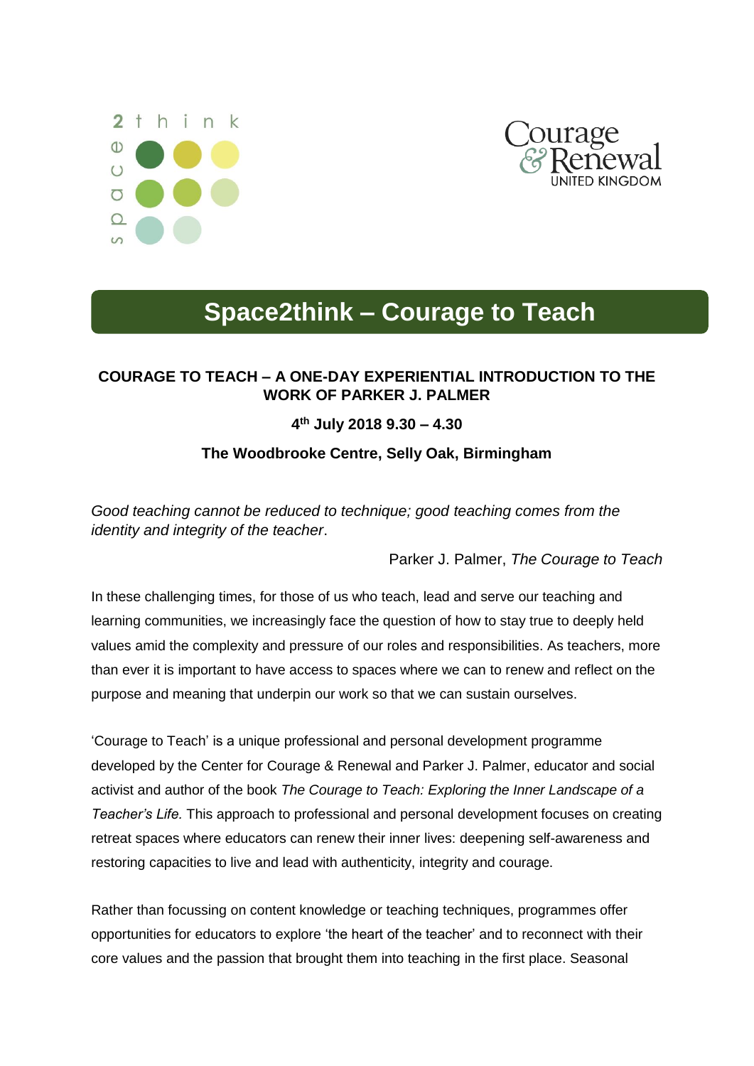# Space2think – Courage to Teach

**COURAGE TO TEACH – A ONE-DAY EXPERIENTIAL INTRODUCTION TO THE WORK OF PARKER J. PALMER**

**4th July 2018 9.30 – 4.30**

**The Woodbrooke Centre, Selly Oak, Birmingham**

*Good teaching cannot be reduced to technique; good teaching comes from the identity and integrity of the teacher*.

Parker J. Palmer, *The Courage to Teach*

In these challenging times, for those of us who teach, lead and serve our teaching and learning communities, we increasingly face the question of how to stay true to deeply held values amid the complexity and pressure of our roles and responsibilities. As teachers, more than ever it is important to have access to spaces where we can to renew and reflect on the purpose and meaning that underpin our work so that we can sustain ourselves.

'Courage to Teach' is a unique professional and personal development programme developed by the Center for Courage & Renewal and Parker J. Palmer, educator and social activist and author of the book *The Courage to Teach: Exploring the Inner Landscape of a Teacher's Life.* This approach to professional and personal development focuses on creating retreat spaces where educators can renew their inner lives: deepening self-awareness and restoring capacities to live and lead with authenticity, integrity and courage.

Rather than focussing on content knowledge or teaching techniques, programmes offer opportunities for educators to explore 'the heart of the teacher' and to reconnect with their core values and the passion that brought them into teaching in the first place. Seasonal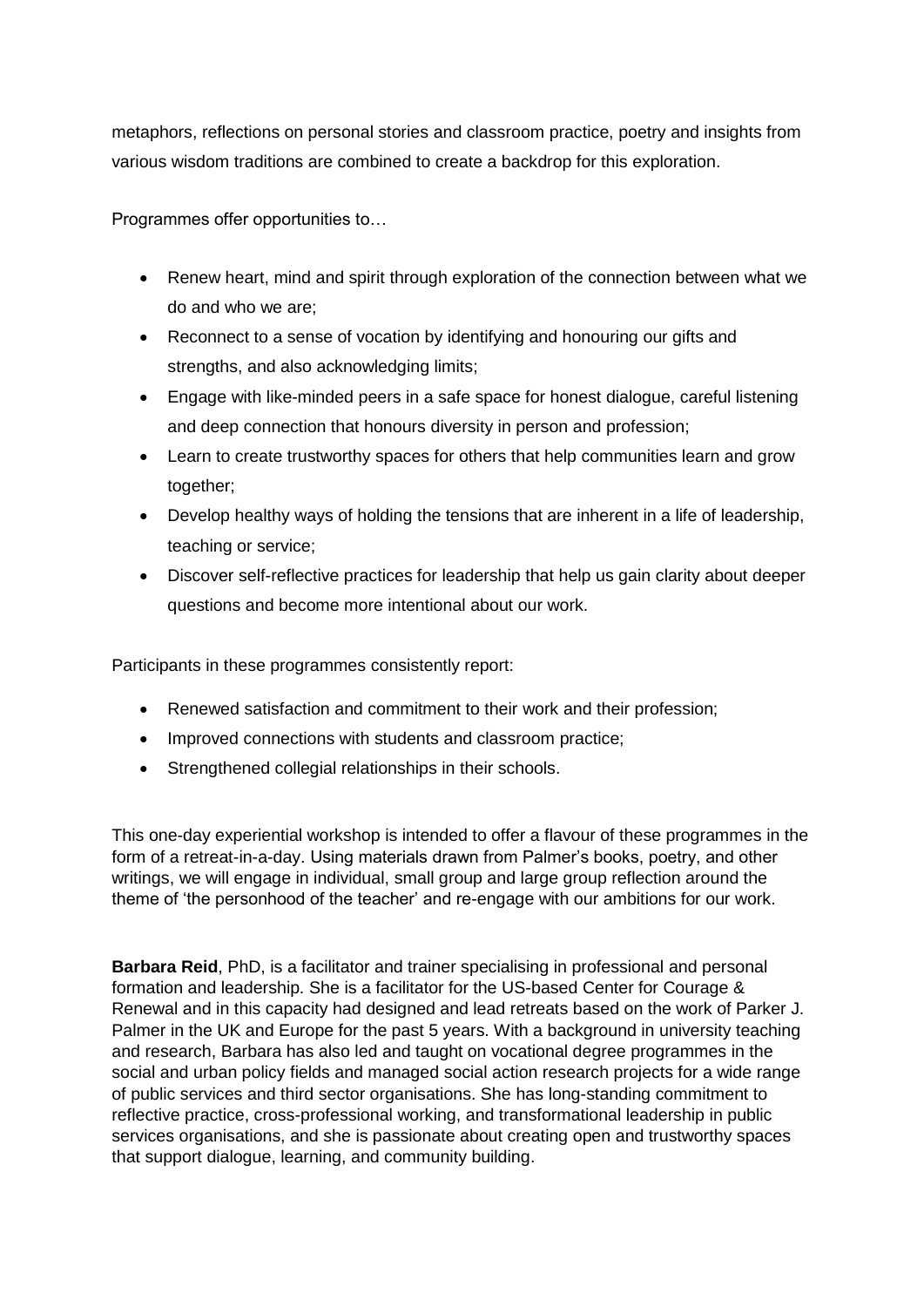metaphors, reflections on personal stories and classroom practice, poetry and insights from various wisdom traditions are combined to create a backdrop for this exploration.

Programmes offer opportunities to…

- Renew heart, mind and spirit through exploration of the connection between what we do and who we are;
- Reconnect to a sense of vocation by identifying and honouring our gifts and strengths, and also acknowledging limits;
- Engage with like-minded peers in a safe space for honest dialogue, careful listening and deep connection that honours diversity in person and profession;
- Learn to create trustworthy spaces for others that help communities learn and grow together;
- Develop healthy ways of holding the tensions that are inherent in a life of leadership, teaching or service;
- Discover self-reflective practices for leadership that help us gain clarity about deeper questions and become more intentional about our work.

Participants in these programmes consistently report:

- Renewed satisfaction and commitment to their work and their profession;
- Improved connections with students and classroom practice;
- Strengthened collegial relationships in their schools.

This one-day experiential workshop is intended to offer a flavour of these programmes in the form of a retreat-in-a-day. Using materials drawn from Palmer's books, poetry, and other writings, we will engage in individual, small group and large group reflection around the theme of 'the personhood of the teacher' and re-engage with our ambitions for our work.

**Barbara Reid**, PhD, is a facilitator and trainer specialising in professional and personal formation and leadership. She is a facilitator for the US-based Center for Courage & Renewal and in this capacity had designed and lead retreats based on the work of Parker J. Palmer in the UK and Europe for the past 5 years. With a background in university teaching and research, Barbara has also led and taught on vocational degree programmes in the social and urban policy fields and managed social action research projects for a wide range of public services and third sector organisations. She has long-standing commitment to reflective practice, cross-professional working, and transformational leadership in public services organisations, and she is passionate about creating open and trustworthy spaces that support dialogue, learning, and community building.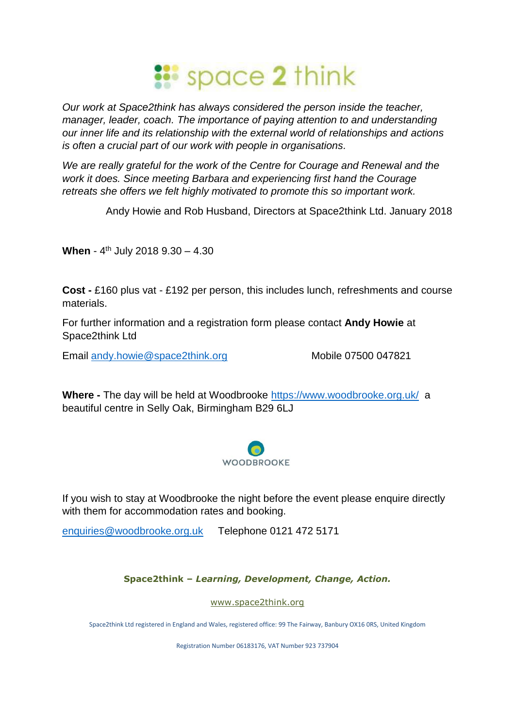space 2 think

*Our work at Space2think has always considered the person inside the teacher, manager, leader, coach. The importance of paying attention to and understanding our inner life and its relationship with the external world of relationships and actions is often a crucial part of our work with people in organisations.*

*We are really grateful for the work of the Centre for Courage and Renewal and the work it does. Since meeting Barbara and experiencing first hand the Courage retreats she offers we felt highly motivated to promote this so important work.*

Andy Howie and Rob Husband, Directors at Space2think Ltd. January 2018

**When** - 4th July 2018 9.30 – 4.30

**Cost -** £160 plus vat - £192 per person, this includes lunch, refreshments and course materials.

For further information and a registration form please contact **Andy Howie** at Space2think Ltd

Email andy.howie@space2think.org Mobile 07500 047821

**Where -** The day will be held at Woodbrooke https://www.woodbrooke.org.uk/ a beautiful centre in Selly Oak, Birmingham B29 6LJ

WOODBROOKE

If you wish to stay at Woodbrooke the night before the event please enquire directly with them for accommodation rates and booking.

enquiries@woodbrooke.org.uk Telephone 0121 472 5171

**Space2think –** ***Learning, Development, Change, Action.***

www.space2think.org

Space2think Ltd registered in England and Wales, registered office: 99 The Fairway, Banbury OX16 0RS, United Kingdom

Registration Number 06183176, VAT Number 923 737904